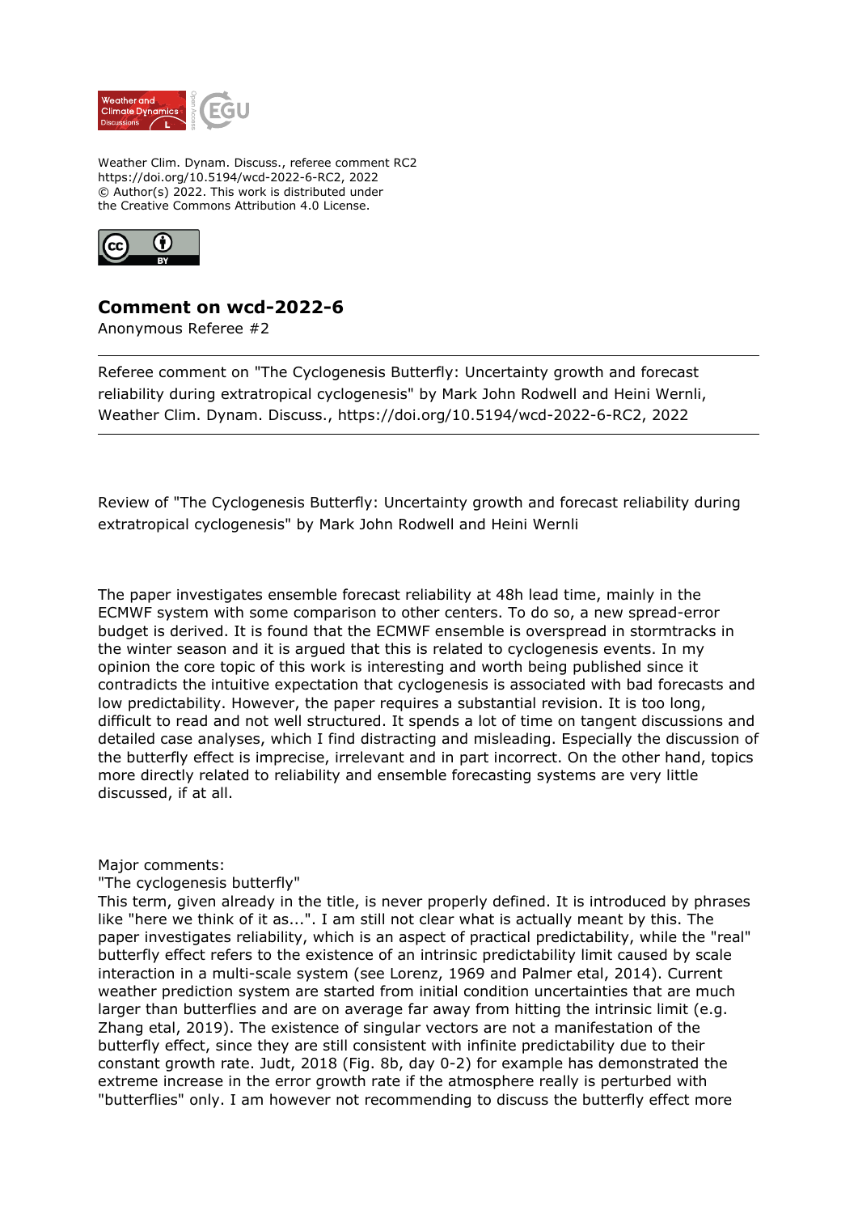Weather Clim. Dynam. Discuss., referee comment RC2
https://doi.org/10.5194/wcd-2022-6-RC2, 2022
© Author(s) 2022. This work is distributed under
the Creative Commons Attribution 4.0 License.

# Comment on wcd-2022-6

Anonymous Referee #2

---

Referee comment on "The Cyclogenesis Butterfly: Uncertainty growth and forecast reliability during extratropical cyclogenesis" by Mark John Rodwell and Heini Wernli, Weather Clim. Dynam. Discuss., https://doi.org/10.5194/wcd-2022-6-RC2, 2022

---

Review of "The Cyclogenesis Butterfly: Uncertainty growth and forecast reliability during extratropical cyclogenesis" by Mark John Rodwell and Heini Wernli

The paper investigates ensemble forecast reliability at 48h lead time, mainly in the ECMWF system with some comparison to other centers. To do so, a new spread-error budget is derived. It is found that the ECMWF ensemble is overspread in stormtracks in the winter season and it is argued that this is related to cyclogenesis events. In my opinion the core topic of this work is interesting and worth being published since it contradicts the intuitive expectation that cyclogenesis is associated with bad forecasts and low predictability. However, the paper requires a substantial revision. It is too long, difficult to read and not well structured. It spends a lot of time on tangent discussions and detailed case analyses, which I find distracting and misleading. Especially the discussion of the butterfly effect is imprecise, irrelevant and in part incorrect. On the other hand, topics more directly related to reliability and ensemble forecasting systems are very little discussed, if at all.

Major comments:

"The cyclogenesis butterfly"

This term, given already in the title, is never properly defined. It is introduced by phrases like "here we think of it as...". I am still not clear what is actually meant by this. The paper investigates reliability, which is an aspect of practical predictability, while the "real" butterfly effect refers to the existence of an intrinsic predictability limit caused by scale interaction in a multi-scale system (see Lorenz, 1969 and Palmer etal, 2014). Current weather prediction system are started from initial condition uncertainties that are much larger than butterflies and are on average far away from hitting the intrinsic limit (e.g. Zhang etal, 2019). The existence of singular vectors are not a manifestation of the butterfly effect, since they are still consistent with infinite predictability due to their constant growth rate. Judt, 2018 (Fig. 8b, day 0-2) for example has demonstrated the extreme increase in the error growth rate if the atmosphere really is perturbed with "butterflies" only. I am however not recommending to discuss the butterfly effect more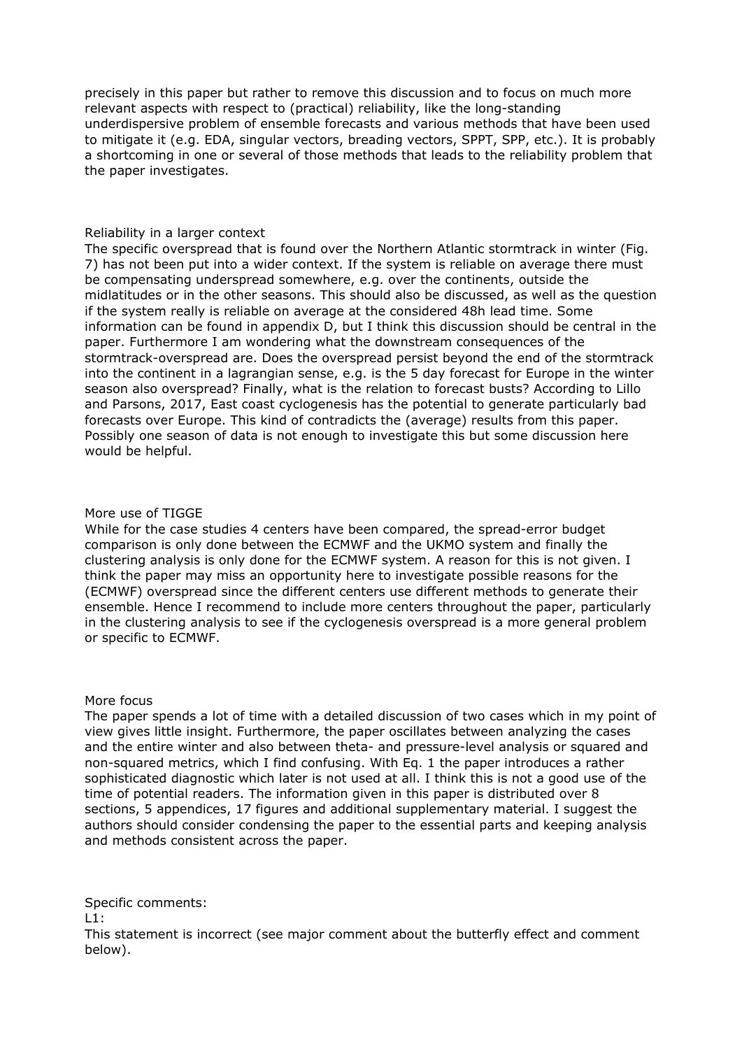precisely in this paper but rather to remove this discussion and to focus on much more relevant aspects with respect to (practical) reliability, like the long-standing underdispersive problem of ensemble forecasts and various methods that have been used to mitigate it (e.g. EDA, singular vectors, breading vectors, SPPT, SPP, etc.). It is probably a shortcoming in one or several of those methods that leads to the reliability problem that the paper investigates.

Reliability in a larger context

The specific overspread that is found over the Northern Atlantic stormtrack in winter (Fig. 7) has not been put into a wider context. If the system is reliable on average there must be compensating underspread somewhere, e.g. over the continents, outside the midlatitudes or in the other seasons. This should also be discussed, as well as the question if the system really is reliable on average at the considered 48h lead time. Some information can be found in appendix D, but I think this discussion should be central in the paper. Furthermore I am wondering what the downstream consequences of the stormtrack-overspread are. Does the overspread persist beyond the end of the stormtrack into the continent in a lagrangian sense, e.g. is the 5 day forecast for Europe in the winter season also overspread? Finally, what is the relation to forecast busts? According to Lillo and Parsons, 2017, East coast cyclogenesis has the potential to generate particularly bad forecasts over Europe. This kind of contradicts the (average) results from this paper. Possibly one season of data is not enough to investigate this but some discussion here would be helpful.

More use of TIGGE

While for the case studies 4 centers have been compared, the spread-error budget comparison is only done between the ECMWF and the UKMO system and finally the clustering analysis is only done for the ECMWF system. A reason for this is not given. I think the paper may miss an opportunity here to investigate possible reasons for the (ECMWF) overspread since the different centers use different methods to generate their ensemble. Hence I recommend to include more centers throughout the paper, particularly in the clustering analysis to see if the cyclogenesis overspread is a more general problem or specific to ECMWF.

More focus

The paper spends a lot of time with a detailed discussion of two cases which in my point of view gives little insight. Furthermore, the paper oscillates between analyzing the cases and the entire winter and also between theta- and pressure-level analysis or squared and non-squared metrics, which I find confusing. With Eq. 1 the paper introduces a rather sophisticated diagnostic which later is not used at all. I think this is not a good use of the time of potential readers. The information given in this paper is distributed over 8 sections, 5 appendices, 17 figures and additional supplementary material. I suggest the authors should consider condensing the paper to the essential parts and keeping analysis and methods consistent across the paper.

Specific comments:

L1:

This statement is incorrect (see major comment about the butterfly effect and comment below).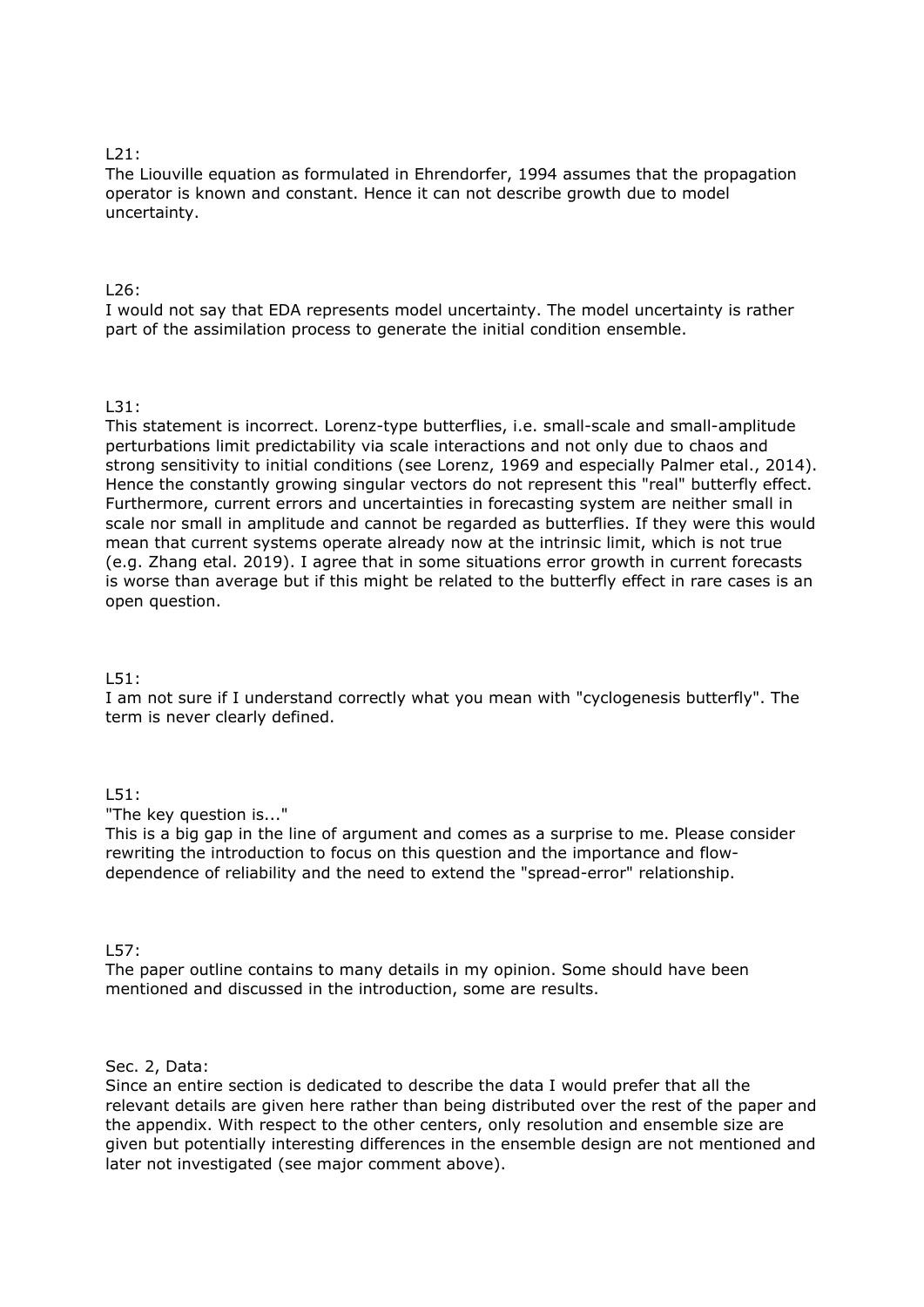L21:
The Liouville equation as formulated in Ehrendorfer, 1994 assumes that the propagation operator is known and constant. Hence it can not describe growth due to model uncertainty.

L26:
I would not say that EDA represents model uncertainty. The model uncertainty is rather part of the assimilation process to generate the initial condition ensemble.

L31:
This statement is incorrect. Lorenz-type butterflies, i.e. small-scale and small-amplitude perturbations limit predictability via scale interactions and not only due to chaos and strong sensitivity to initial conditions (see Lorenz, 1969 and especially Palmer etal., 2014). Hence the constantly growing singular vectors do not represent this "real" butterfly effect. Furthermore, current errors and uncertainties in forecasting system are neither small in scale nor small in amplitude and cannot be regarded as butterflies. If they were this would mean that current systems operate already now at the intrinsic limit, which is not true (e.g. Zhang etal. 2019). I agree that in some situations error growth in current forecasts is worse than average but if this might be related to the butterfly effect in rare cases is an open question.

L51:
I am not sure if I understand correctly what you mean with "cyclogenesis butterfly". The term is never clearly defined.

L51:
"The key question is..."
This is a big gap in the line of argument and comes as a surprise to me. Please consider rewriting the introduction to focus on this question and the importance and flow-dependence of reliability and the need to extend the "spread-error" relationship.

L57:
The paper outline contains to many details in my opinion. Some should have been mentioned and discussed in the introduction, some are results.

Sec. 2, Data:
Since an entire section is dedicated to describe the data I would prefer that all the relevant details are given here rather than being distributed over the rest of the paper and the appendix. With respect to the other centers, only resolution and ensemble size are given but potentially interesting differences in the ensemble design are not mentioned and later not investigated (see major comment above).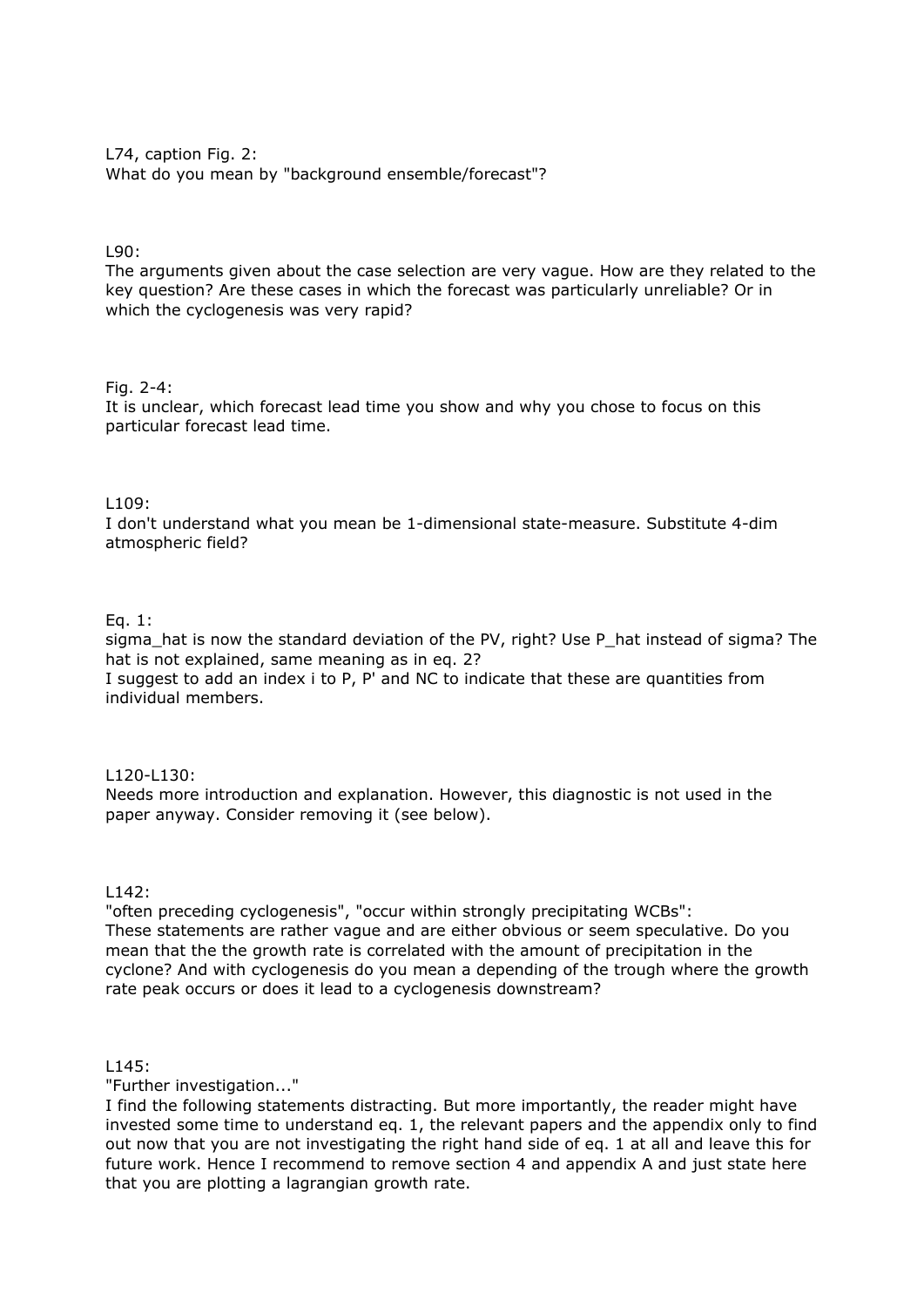L74, caption Fig. 2:
What do you mean by "background ensemble/forecast"?

L90:
The arguments given about the case selection are very vague. How are they related to the key question? Are these cases in which the forecast was particularly unreliable? Or in which the cyclogenesis was very rapid?

Fig. 2-4:
It is unclear, which forecast lead time you show and why you chose to focus on this particular forecast lead time.

L109:
I don't understand what you mean be 1-dimensional state-measure. Substitute 4-dim atmospheric field?

Eq. 1:
sigma_hat is now the standard deviation of the PV, right? Use P_hat instead of sigma? The hat is not explained, same meaning as in eq. 2?
I suggest to add an index i to P, P' and NC to indicate that these are quantities from individual members.

L120-L130:
Needs more introduction and explanation. However, this diagnostic is not used in the paper anyway. Consider removing it (see below).

L142:
"often preceding cyclogenesis", "occur within strongly precipitating WCBs":
These statements are rather vague and are either obvious or seem speculative. Do you mean that the the growth rate is correlated with the amount of precipitation in the cyclone? And with cyclogenesis do you mean a depending of the trough where the growth rate peak occurs or does it lead to a cyclogenesis downstream?

L145:
"Further investigation..."
I find the following statements distracting. But more importantly, the reader might have invested some time to understand eq. 1, the relevant papers and the appendix only to find out now that you are not investigating the right hand side of eq. 1 at all and leave this for future work. Hence I recommend to remove section 4 and appendix A and just state here that you are plotting a lagrangian growth rate.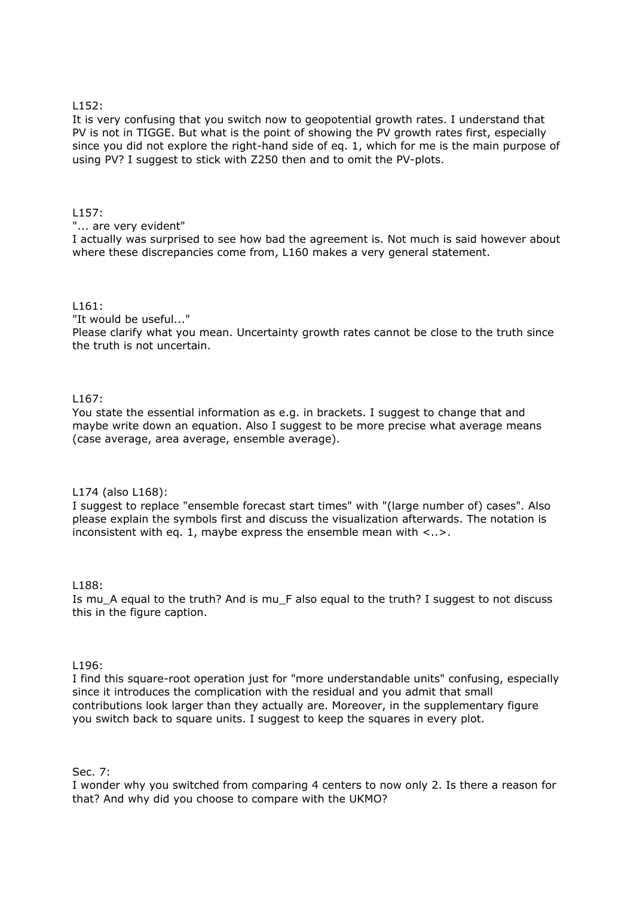L152:
It is very confusing that you switch now to geopotential growth rates. I understand that PV is not in TIGGE. But what is the point of showing the PV growth rates first, especially since you did not explore the right-hand side of eq. 1, which for me is the main purpose of using PV? I suggest to stick with Z250 then and to omit the PV-plots.

L157:
"... are very evident"
I actually was surprised to see how bad the agreement is. Not much is said however about where these discrepancies come from, L160 makes a very general statement.

L161:
"It would be useful..."
Please clarify what you mean. Uncertainty growth rates cannot be close to the truth since the truth is not uncertain.

L167:
You state the essential information as e.g. in brackets. I suggest to change that and maybe write down an equation. Also I suggest to be more precise what average means (case average, area average, ensemble average).

L174 (also L168):
I suggest to replace "ensemble forecast start times" with "(large number of) cases". Also please explain the symbols first and discuss the visualization afterwards. The notation is inconsistent with eq. 1, maybe express the ensemble mean with <..>.

L188:
Is $\mu_A$ equal to the truth? And is $\mu_F$ also equal to the truth? I suggest to not discuss this in the figure caption.

L196:
I find this square-root operation just for "more understandable units" confusing, especially since it introduces the complication with the residual and you admit that small contributions look larger than they actually are. Moreover, in the supplementary figure you switch back to square units. I suggest to keep the squares in every plot.

Sec. 7:
I wonder why you switched from comparing 4 centers to now only 2. Is there a reason for that? And why did you choose to compare with the UKMO?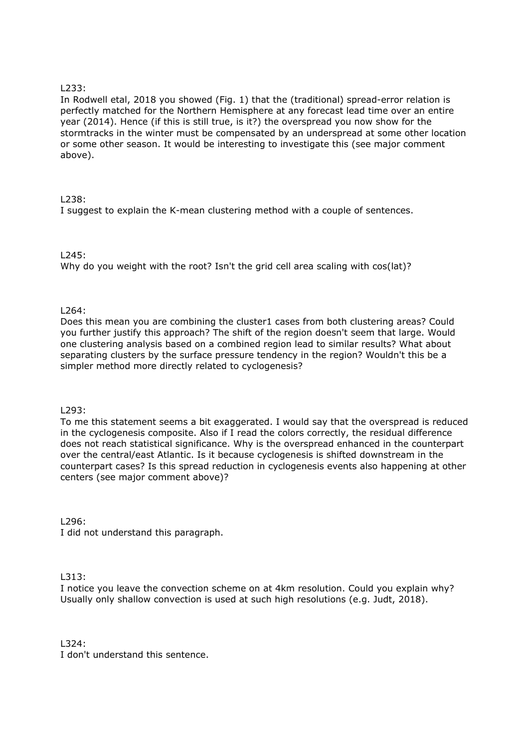L233:

In Rodwell etal, 2018 you showed (Fig. 1) that the (traditional) spread-error relation is perfectly matched for the Northern Hemisphere at any forecast lead time over an entire year (2014). Hence (if this is still true, is it?) the overspread you now show for the stormtracks in the winter must be compensated by an underspread at some other location or some other season. It would be interesting to investigate this (see major comment above).

L238:

I suggest to explain the K-mean clustering method with a couple of sentences.

L245:

Why do you weight with the root? Isn't the grid cell area scaling with cos(lat)?

L264:

Does this mean you are combining the cluster1 cases from both clustering areas? Could you further justify this approach? The shift of the region doesn't seem that large. Would one clustering analysis based on a combined region lead to similar results? What about separating clusters by the surface pressure tendency in the region? Wouldn't this be a simpler method more directly related to cyclogenesis?

L293:

To me this statement seems a bit exaggerated. I would say that the overspread is reduced in the cyclogenesis composite. Also if I read the colors correctly, the residual difference does not reach statistical significance. Why is the overspread enhanced in the counterpart over the central/east Atlantic. Is it because cyclogenesis is shifted downstream in the counterpart cases? Is this spread reduction in cyclogenesis events also happening at other centers (see major comment above)?

L296:

I did not understand this paragraph.

L313:

I notice you leave the convection scheme on at 4km resolution. Could you explain why? Usually only shallow convection is used at such high resolutions (e.g. Judt, 2018).

L324:

I don't understand this sentence.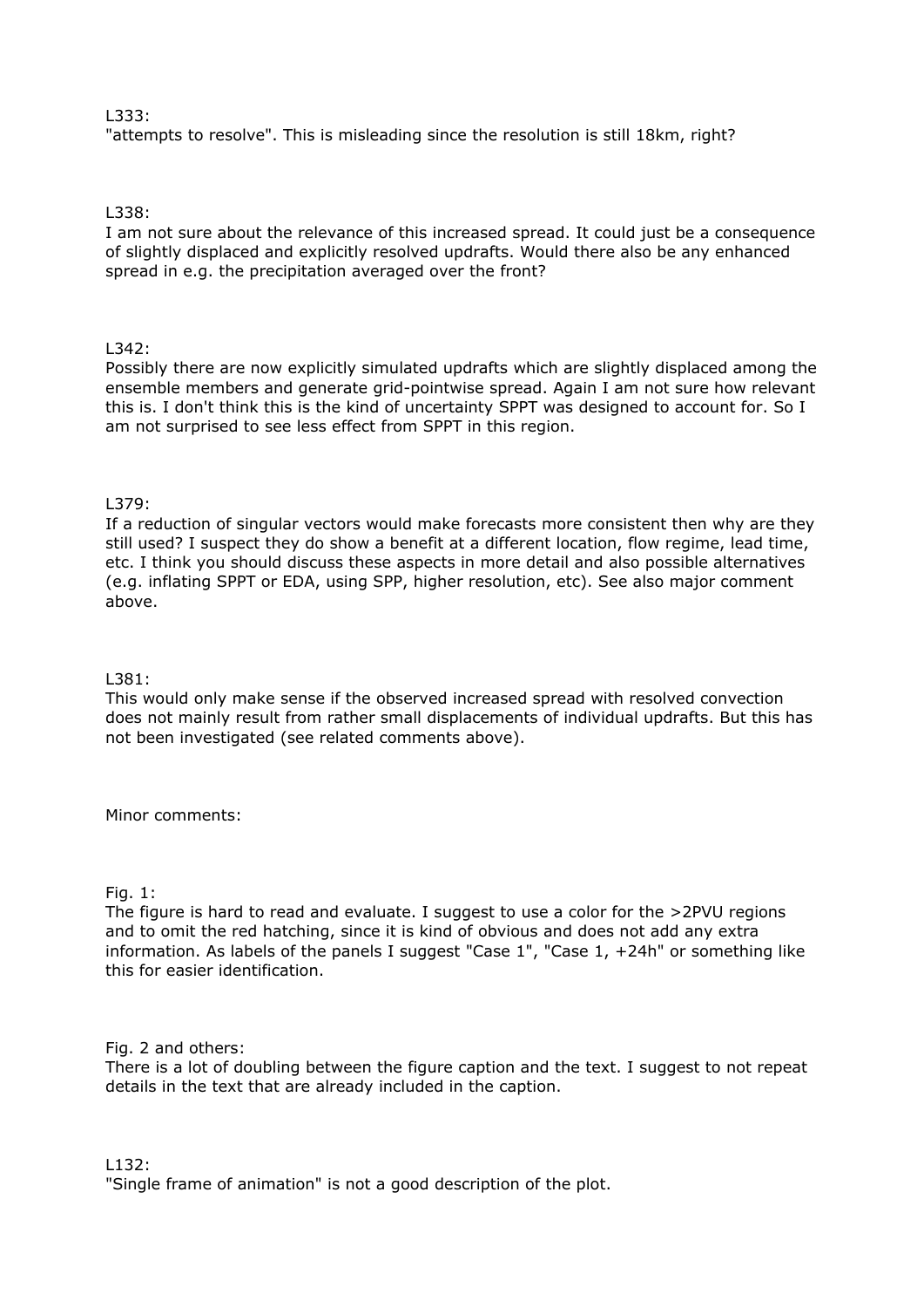L333:
"attempts to resolve". This is misleading since the resolution is still 18km, right?

L338:
I am not sure about the relevance of this increased spread. It could just be a consequence of slightly displaced and explicitly resolved updrafts. Would there also be any enhanced spread in e.g. the precipitation averaged over the front?

L342:
Possibly there are now explicitly simulated updrafts which are slightly displaced among the ensemble members and generate grid-pointwise spread. Again I am not sure how relevant this is. I don't think this is the kind of uncertainty SPPT was designed to account for. So I am not surprised to see less effect from SPPT in this region.

L379:
If a reduction of singular vectors would make forecasts more consistent then why are they still used? I suspect they do show a benefit at a different location, flow regime, lead time, etc. I think you should discuss these aspects in more detail and also possible alternatives (e.g. inflating SPPT or EDA, using SPP, higher resolution, etc). See also major comment above.

L381:
This would only make sense if the observed increased spread with resolved convection does not mainly result from rather small displacements of individual updrafts. But this has not been investigated (see related comments above).

Minor comments:

Fig. 1:
The figure is hard to read and evaluate. I suggest to use a color for the >2PVU regions and to omit the red hatching, since it is kind of obvious and does not add any extra information. As labels of the panels I suggest "Case 1", "Case 1, +24h" or something like this for easier identification.

Fig. 2 and others:
There is a lot of doubling between the figure caption and the text. I suggest to not repeat details in the text that are already included in the caption.

L132:
"Single frame of animation" is not a good description of the plot.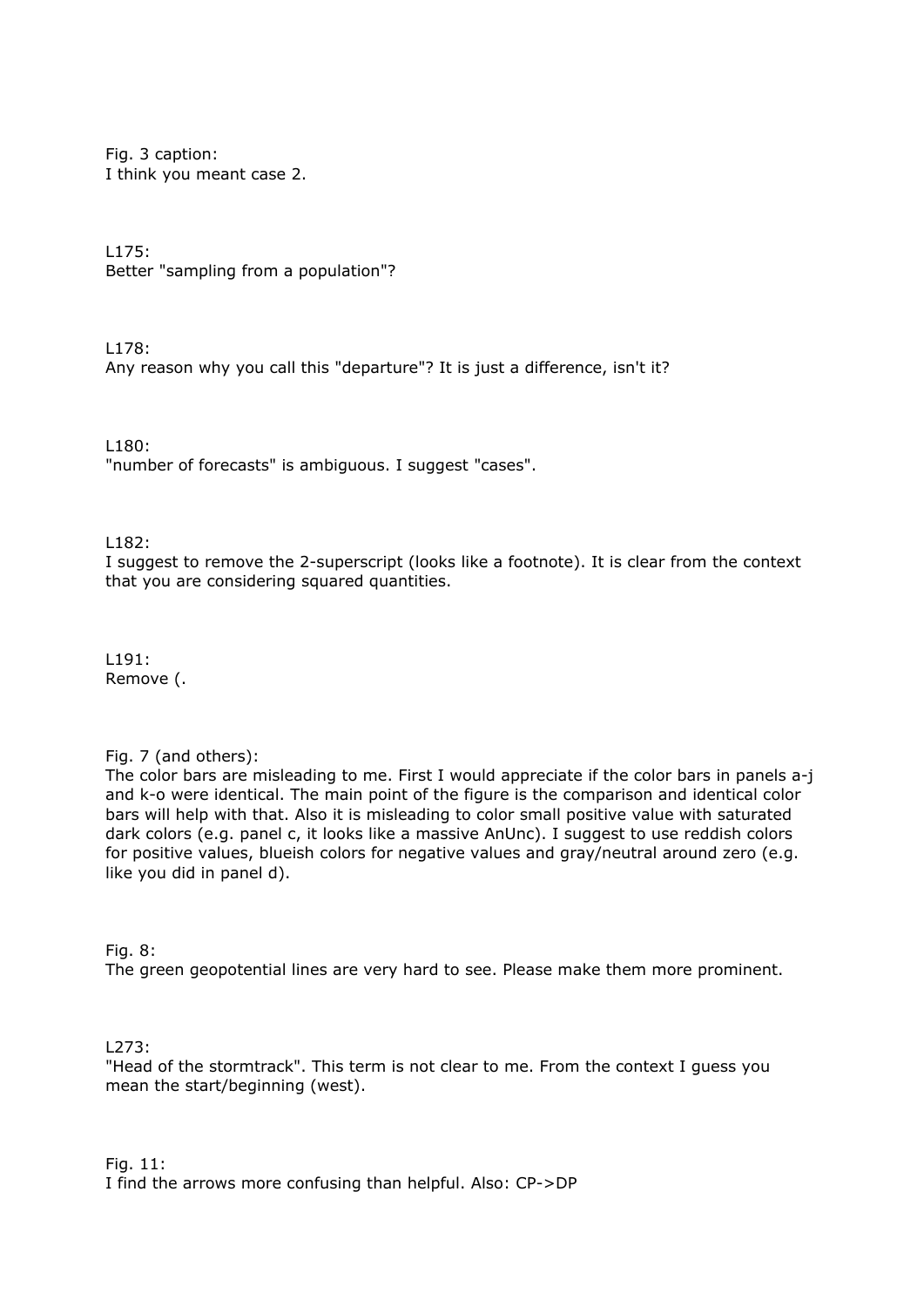Fig. 3 caption:
I think you meant case 2.

L175:
Better "sampling from a population"?

L178:
Any reason why you call this "departure"? It is just a difference, isn't it?

L180:
"number of forecasts" is ambiguous. I suggest "cases".

L182:
I suggest to remove the 2-superscript (looks like a footnote). It is clear from the context that you are considering squared quantities.

L191:
Remove (.

Fig. 7 (and others):
The color bars are misleading to me. First I would appreciate if the color bars in panels a-j and k-o were identical. The main point of the figure is the comparison and identical color bars will help with that. Also it is misleading to color small positive value with saturated dark colors (e.g. panel c, it looks like a massive AnUnc). I suggest to use reddish colors for positive values, blueish colors for negative values and gray/neutral around zero (e.g. like you did in panel d).

Fig. 8:
The green geopotential lines are very hard to see. Please make them more prominent.

L273:
"Head of the stormtrack". This term is not clear to me. From the context I guess you mean the start/beginning (west).

Fig. 11:
I find the arrows more confusing than helpful. Also: CP->DP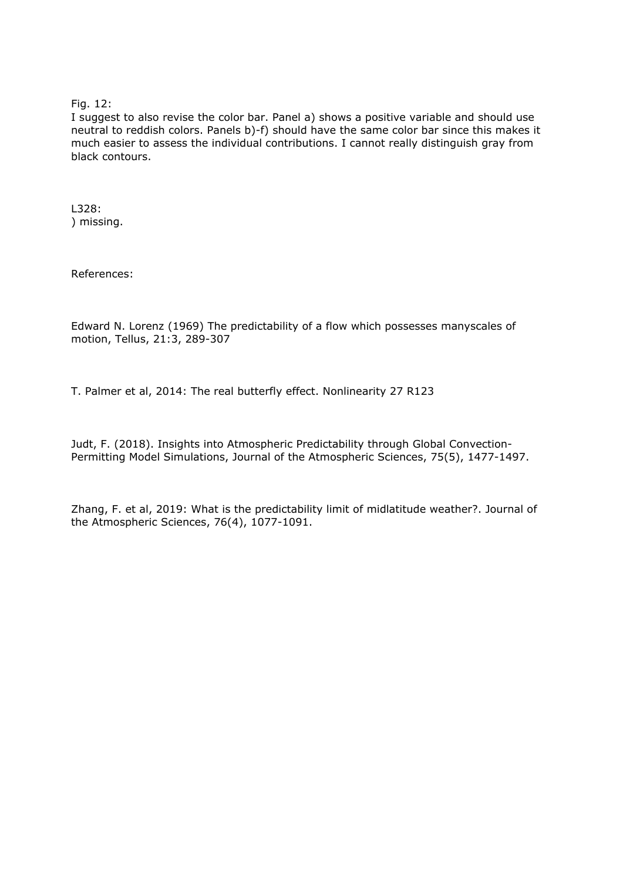Fig. 12:
I suggest to also revise the color bar. Panel a) shows a positive variable and should use neutral to reddish colors. Panels b)-f) should have the same color bar since this makes it much easier to assess the individual contributions. I cannot really distinguish gray from black contours.

L328:
) missing.

References:

Edward N. Lorenz (1969) The predictability of a flow which possesses manyscales of motion, Tellus, 21:3, 289-307

T. Palmer et al, 2014: The real butterfly effect. Nonlinearity 27 R123

Judt, F. (2018). Insights into Atmospheric Predictability through Global Convection-Permitting Model Simulations, Journal of the Atmospheric Sciences, 75(5), 1477-1497.

Zhang, F. et al, 2019: What is the predictability limit of midlatitude weather?. Journal of the Atmospheric Sciences, 76(4), 1077-1091.